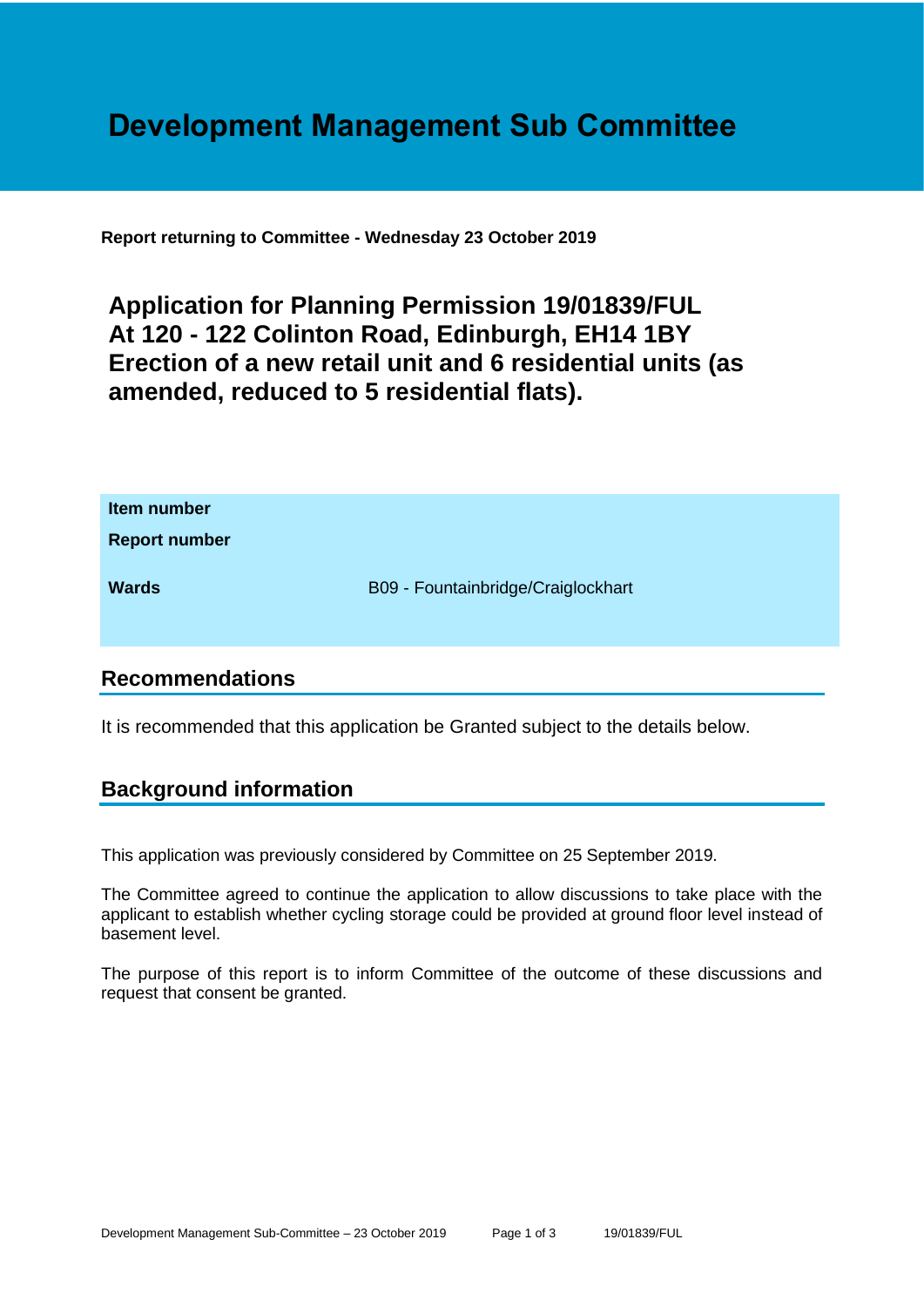# Development Management Sub Committee

**Report returning to Committee - Wednesday 23 October 2019**

## Application for Planning Permission 19/01839/FUL At 120 - 122 Colinton Road, Edinburgh, EH14 1BY Erection of a new retail unit and 6 residential units (as amended, reduced to 5 residential flats).

| | |
|---|---|
| **Item number** | |
| **Report number** | |
| **Wards** | B09 - Fountainbridge/Craiglockhart |

## Recommendations

It is recommended that this application be Granted subject to the details below.

## Background information

This application was previously considered by Committee on 25 September 2019.

The Committee agreed to continue the application to allow discussions to take place with the applicant to establish whether cycling storage could be provided at ground floor level instead of basement level.

The purpose of this report is to inform Committee of the outcome of these discussions and request that consent be granted.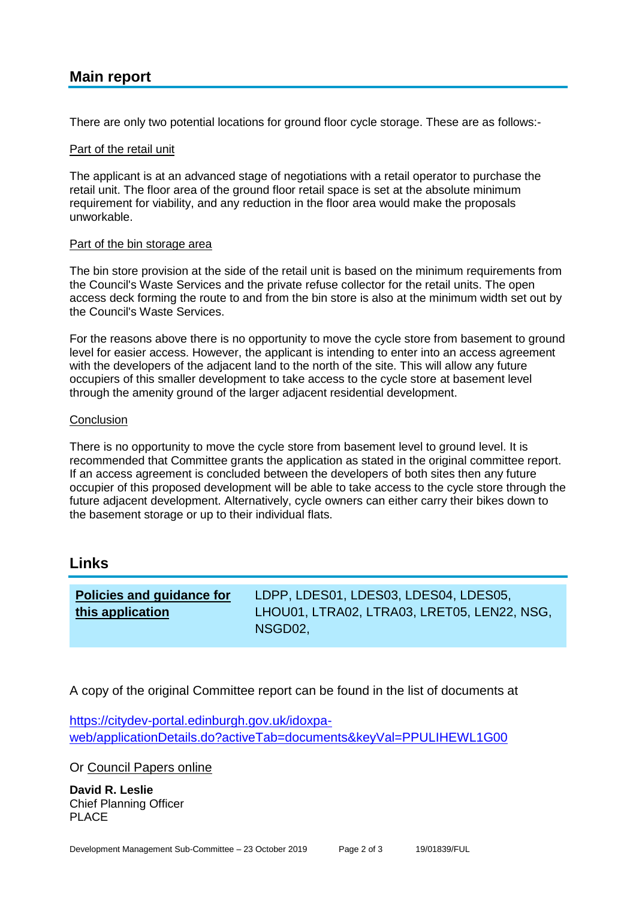## Main report

There are only two potential locations for ground floor cycle storage. These are as follows:-

Part of the retail unit

The applicant is at an advanced stage of negotiations with a retail operator to purchase the retail unit. The floor area of the ground floor retail space is set at the absolute minimum requirement for viability, and any reduction in the floor area would make the proposals unworkable.

Part of the bin storage area

The bin store provision at the side of the retail unit is based on the minimum requirements from the Council's Waste Services and the private refuse collector for the retail units. The open access deck forming the route to and from the bin store is also at the minimum width set out by the Council's Waste Services.

For the reasons above there is no opportunity to move the cycle store from basement to ground level for easier access. However, the applicant is intending to enter into an access agreement with the developers of the adjacent land to the north of the site. This will allow any future occupiers of this smaller development to take access to the cycle store at basement level through the amenity ground of the larger adjacent residential development.

Conclusion

There is no opportunity to move the cycle store from basement level to ground level. It is recommended that Committee grants the application as stated in the original committee report. If an access agreement is concluded between the developers of both sites then any future occupier of this proposed development will be able to take access to the cycle store through the future adjacent development. Alternatively, cycle owners can either carry their bikes down to the basement storage or up to their individual flats.

## Links

| Policies and guidance for this application | LDPP, LDES01, LDES03, LDES04, LDES05, LHOU01, LTRA02, LTRA03, LRET05, LEN22, NSG, NSGD02, |
|---|---|

A copy of the original Committee report can be found in the list of documents at

https://citydev-portal.edinburgh.gov.uk/idoxpa-web/applicationDetails.do?activeTab=documents&keyVal=PPULIHEWL1G00

Or Council Papers online

**David R. Leslie**
Chief Planning Officer
PLACE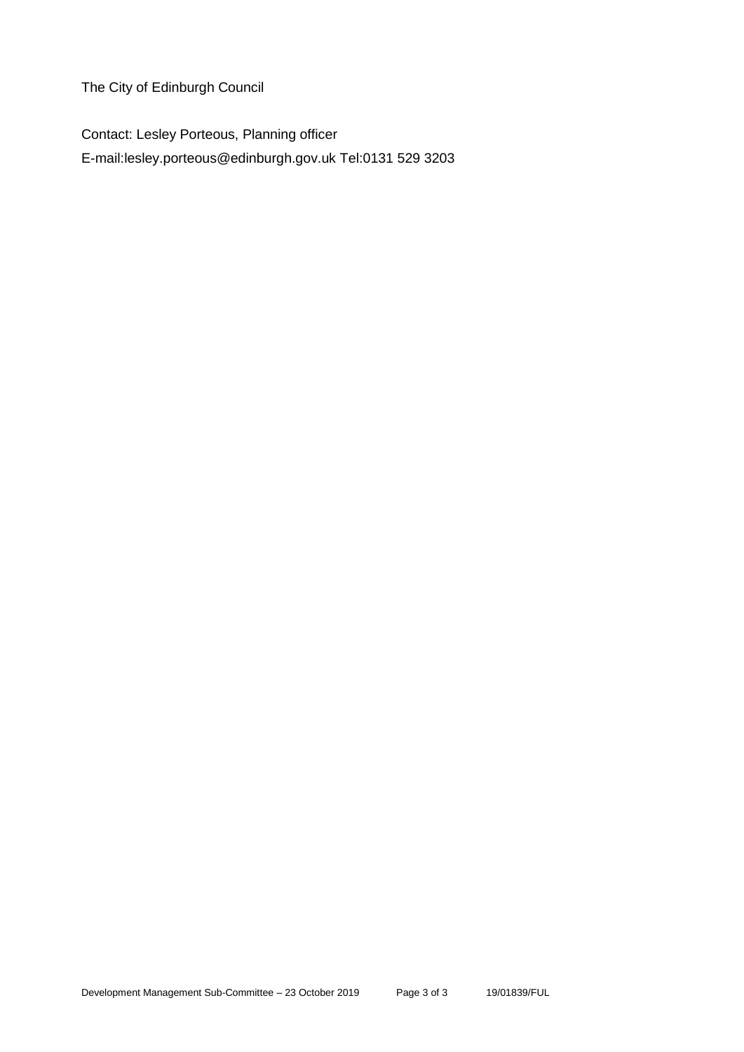The City of Edinburgh Council

Contact: Lesley Porteous, Planning officer

E-mail:lesley.porteous@edinburgh.gov.uk Tel:0131 529 3203